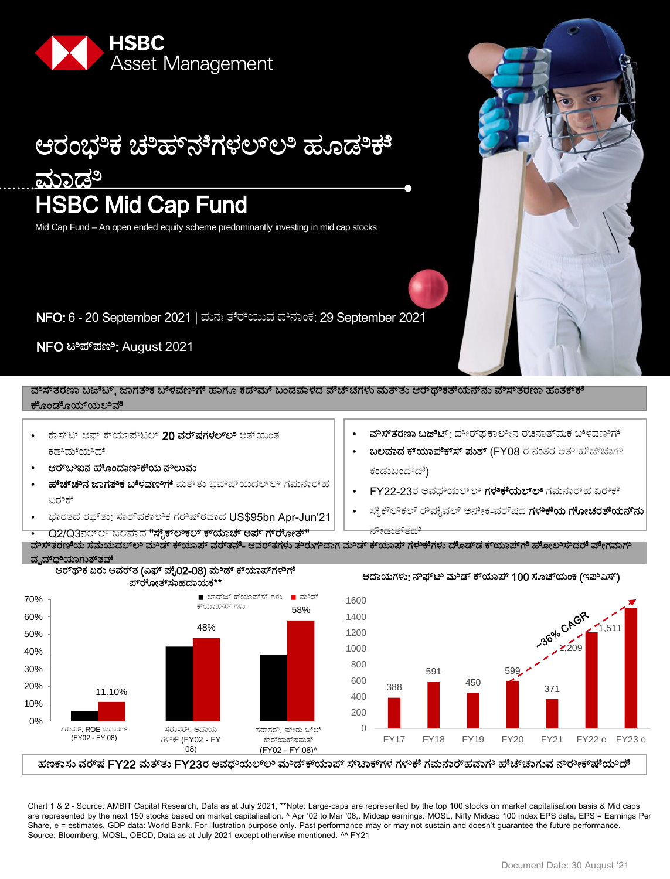HSBC Asset Management

# ಆರಂಭಿಕ ಚಿಹ್ನೆಗಳಲ್ಲಿ ಹೂಡಿಕೆ ಮಾಡಿ

# HSBC Mid Cap Fund

Mid Cap Fund – An open ended equity scheme predominantly investing in mid cap stocks

**NFO:** 6 - 20 September 2021 | ಪುನಃ ತೆರೆಯುವ ದಿನಾಂಕ: 29 September 2021

**NFO ಟಿಪ್ಪಣಿ:** August 2021

## ವಿಸ್ತರಣಾ ಬಜೆಟ್, ಜಾಗತಿಕ ಬೆಳವಣಿಗೆ ಹಾಗೂ ಕಡಿಮೆ ಬಂಡವಾಳದ ವೆಚ್ಚಗಳು ಮತ್ತು ಆರ್ಥಿಕತೆಯನ್ನು ವಿಸ್ತರಣಾ ಹಂತಕ್ಕೆ ಕೊಂಡೊಯ್ಯಲಿವೆ

- ಕಾಸ್ಟ್ ಆಫ್ ಕ್ಯಾಪಿಟಲ್ **20 ವರ್ಷಗಳಲ್ಲಿ** ಅತ್ಯಂತ ಕಡಿಮೆಯಿದೆ
- **ಆರ್‌ಬಿಐನ ಹೊಂದಾಣಿಕೆಯ ನಿಲುವು**
- **ಹೆಚ್ಚಿನ ಜಾಗತಿಕ ಬೆಳವಣಿಗೆ** ಮತ್ತು ಭವಿಷ್ಯದಲ್ಲಿ ಗಮನಾರ್ಹ ಏರಿಕೆ
- ಭಾರತದ ರಫ್ತು: ಸಾರ್ವಕಾಲಿಕ ಗರಿಷ್ಠವಾದ US$95bn Apr-Jun'21
- Q2/Q3ನಲ್ಲಿ ಬಲವಾದ **"ಸೈಕ್ಲಿಕಲ್ ಕ್ಯಾಚ್ ಅಪ್ ಗ್ರೋತ್"**
- **ವಿಸ್ತರಣಾ ಬಜೆಟ್**: ದೀರ್ಘಕಾಲೀನ ರಚನಾತ್ಮಕ ಬೆಳವಣಿಗೆ
- **ಬಲವಾದ ಕ್ಯಾಪೆಕ್ಸ್ ಪುಶ್** (FY08 ರ ನಂತರ ಅತಿ ಹೆಚ್ಚಾಗಿ ಕಂಡುಬಂದಿದೆ)
- FY22-23ರ ಅವಧಿಯಲ್ಲಿ **ಗಳಿಕೆಯಲ್ಲಿ** ಗಮನಾರ್ಹ ಏರಿಕೆ
- ಸೈಕ್ಲಿಕಲ್ ರಿವೈವಲ್ ಅನೇಕ-ವರ್ಷದ **ಗಳಿಕೆಯ ಗೋಚರತೆಯನ್ನು** ನೀಡುತ್ತದೆ

## ವಿಸ್ತರಣೆಯ ಸಮಯದಲ್ಲಿ ಮಿಡ್ ಕ್ಯಾಪ್ ವರ್ತನೆ- ಆವರ್ತಗಳು ತಿರುಗಿದಾಗ ಮಿಡ್ ಕ್ಯಾಪ್ ಗಳಿಕೆಗಳು ದೊಡ್ಡ ಕ್ಯಾಪ್‌ಗೆ ಹೋಲಿಸಿದರೆ ವೇಗವಾಗಿ ವೃದ್ಧಿಯಾಗುತ್ತವೆ

**ಆರ್ಥಿಕ ಏರು ಆವರ್ತ (ಎಫ್ ವೈ02-08) ಮಿಡ್ ಕ್ಯಾಪ್‌ಗಳಿಗೆ ಪ್ರೋತ್ಸಾಹದಾಯಕ****

| | ಲಾರ್ಜ್ ಕ್ಯಾಪ್ಸ್ ಗಳು | ಮಿಡ್ ಕ್ಯಾಪ್ಸ್ ಗಳು |
|---|---|---|
| ಸರಾಸರಿ. ROE ಸುಧಾರಣೆ (FY02 - FY 08) | | 11.10% |
| ಸರಾಸರಿ. ಆದಾಯ ಗಳಿಕೆ (FY02 - FY 08) | | 48% |
| ಸರಾಸರಿ. ಷೇರು ಬೆಲೆ ಕಾರ್ಯಕ್ಷಮತೆ (FY02 - FY 08)^ | | 58% |

**ಆದಾಯಗಳು: ನಿಫ್ಟಿ ಮಿಡ್ ಕ್ಯಾಪ್ 100 ಸೂಚ್ಯಂಕ (ಇಪಿಎಸ್)**

| FY17 | FY18 | FY19 | FY20 | FY21 | FY22 e | FY23 e |
|---|---|---|---|---|---|---|
| 388 | 591 | 450 | 599 | 371 | 1,209 | 1,511 |

~36% CAGR

**ಹಣಕಾಸು ವರ್ಷ FY22 ಮತ್ತು FY23ರ ಅವಧಿಯಲ್ಲಿ ಮಿಡ್‌ಕ್ಯಾಪ್ ಸ್ಟಾಕ್‌ಗಳ ಗಳಿಕೆ ಗಮನಾರ್ಹವಾಗಿ ಹೆಚ್ಚಾಗುವ ನಿರೀಕ್ಷೆಯಿದೆ**

Chart 1 & 2 - Source: AMBIT Capital Research, Data as at July 2021, **Note: Large-caps are represented by the top 100 stocks on market capitalisation basis & Mid caps are represented by the next 150 stocks based on market capitalisation. ^ Apr '02 to Mar '08,. Midcap earnings: MOSL, Nifty Midcap 100 index EPS data, EPS = Earnings Per Share, e = estimates, GDP data: World Bank. For illustration purpose only. Past performance may or may not sustain and doesn't guarantee the future performance. Source: Bloomberg, MOSL, OECD, Data as at July 2021 except otherwise mentioned. ^^ FY21

Document Date: 30 August '21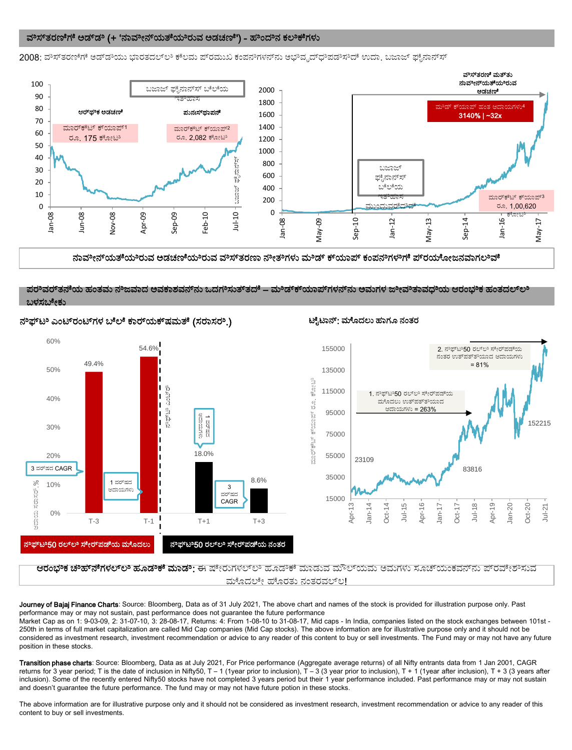## ವಿಸ್ತರಣೆಗೆ ಅಡ್ಡಿ (+ 'ನಾವೀನ್ಯತೆಯಿರುವ ಅಡಚಣೆ') - ಹಿಂದಿನ ಕಲಿಕೆಗಳು

2008: ವಿಸ್ತರಣೆಗೆ ಅಡ್ಡಿಯು ಭಾರತದಲ್ಲಿ ಕೆಲವು ಪ್ರಮುಖ ಕಂಪನಿಗಳನ್ನು ಅಭಿವೃದ್ಧಿಪಡಿಸಿದೆ ಉದಾ. ಬಜಾಜ್ ಫೈನಾನ್ಸ್

ಬಜಾಜ್ ಫೈನಾನ್ಸ್ ಬೆಲೆಯ ಇತಿಹಾಸ

ಆರ್ಥಿಕ ಅಡಚಣೆ — ಮಾರ್ಕೆಟ್ ಕ್ಯಾಪ್[1] ರೂ. 175 ಕೋಟಿ

ಪುನಃಸ್ಥಾಪನೆ — ಮಾರ್ಕೆಟ್ ಕ್ಯಾಪ್[2] ರೂ. 2,082 ಕೋಟಿ

ವಿಸ್ತರಣೆ ಮತ್ತು ನಾವೀನ್ಯತೆಯಿರುವ ಅಡಚಣೆ

ಮಿಡ್ ಕ್ಯಾಪ್ ಹಂತ ಆದಾಯಗಳು[4] 3140% | ~32x

ಬಜಾಜ್ ಫೈನಾನ್ಸ್ ಬೆಲೆಯ ಇತಿಹಾಸ ಮುಂದುವರಿದಿದೆ

ಮಾರ್ಕೆಟ್ ಕ್ಯಾಪ್[3] ರೂ. 1,00,620 ಕೋಟಿ

ನಾವೀನ್ಯತೆಯಿರುವ ಅಡಚಣೆಯಿರುವ ವಿಸ್ತರಣಾ ನೀತಿಗಳು ಮಿಡ್ ಕ್ಯಾಪ್ ಕಂಪನಿಗಳಿಗೆ ಪ್ರಯೋಜನವಾಗಲಿವೆ

## ಪರಿವರ್ತನೆಯ ಹಂತವು ನಿಜವಾದ ಅವಕಾಶವನ್ನು ಒದಗಿಸುತ್ತದೆ – ಮಿಡ್‌ಕ್ಯಾಪ್‌ಗಳನ್ನು ಅವುಗಳ ಜೀವಿತಾವಧಿಯ ಆರಂಭಿಕ ಹಂತದಲ್ಲಿ ಬಳಸಬೇಕು

**ನಿಫ್ಟಿ ಎಂಟ್ರಂಟ್‌ಗಳ ಬೆಲೆ ಕಾರ್ಯಕ್ಷಮತೆ (ಸರಾಸರಿ.)**

| | T-3 | T-1 | T+1 | T+3 |
|---|---|---|---|---|
| ಆದಾಯ ಸರಾಸರಿ % | 49.4% (3 ವರ್ಷದ CAGR) | 54.6% (1 ವರ್ಷದ ಆದಾಯಗಳು) | 18.0% (1 ವರ್ಷದ ಆದಾಯಗಳು) | 8.6% (3 ವರ್ಷದ CAGR) |

ನಿಫ್ಟಿ50 ರಲ್ಲಿ ಸೇರ್ಪಡೆಯ ಮೊದಲು | ನಿಫ್ಟಿ50 ರಲ್ಲಿ ಸೇರ್ಪಡೆಯ ನಂತರ

**ಟೈಟಾನ್: ಮೊದಲು ಹಾಗೂ ನಂತರ**

1. ನಿಫ್ಟಿ50 ರಲ್ಲಿ ಸೇರ್ಪಡೆಯ ಮೊದಲು ಉತ್ಪತ್ತಿಯಾದ ಆದಾಯಗಳು = 263%

2. ನಿಫ್ಟಿ50 ರಲ್ಲಿ ಸೇರ್ಪಡೆಯ ನಂತರ ಉತ್ಪತ್ತಿಯಾದ ಆದಾಯಗಳು = 81%

ಮಾರ್ಕೆಟ್ ಕ್ಯಾಪ್ ರೂ. ಕೋಟಿ: 23109, 83816, 152215

**ಆರಂಭಿಕ ಚಿಹ್ನೆಗಳಲ್ಲಿ ಹೂಡಿಕೆ ಮಾಡಿ:** ಈ ಷೇರುಗಳಲ್ಲಿ ಹೂಡಿಕೆ ಮಾಡುವ ಮೌಲ್ಯವು ಅವುಗಳು ಸೂಚ್ಯಂಕವನ್ನು ಪ್ರವೇಶಿಸುವ ಮೊದಲೇ ಹೊರತು ನಂತರವಲ್ಲ!

**Journey of Bajaj Finance Charts**: Source: Bloomberg, Data as of 31 July 2021, The above chart and names of the stock is provided for illustration purpose only. Past performance may or may not sustain, past performance does not guarantee the future performance
Market Cap as on 1: 9-03-09, 2: 31-07-10, 3: 28-08-17, Returns: 4: From 1-08-10 to 31-08-17, Mid caps - In India, companies listed on the stock exchanges between 101st - 250th in terms of full market capitalization are called Mid Cap companies (Mid Cap stocks). The above information are for illustrative purpose only and it should not be considered as investment research, investment recommendation or advice to any reader of this content to buy or sell investments. The Fund may or may not have any future position in these stocks.

**Transition phase charts**: Source: Bloomberg, Data as at July 2021, For Price performance (Aggregate average returns) of all Nifty entrants data from 1 Jan 2001, CAGR returns for 3 year period; T is the date of inclusion in Nifty50, T – 1 (1year prior to inclusion), T – 3 (3 year prior to inclusion), T + 1 (1year after inclusion), T + 3 (3 years after inclusion). Some of the recently entered Nifty50 stocks have not completed 3 years period but their 1 year performance included. Past performance may or may not sustain and doesn't guarantee the future performance. The fund may or may not have future potion in these stocks.

The above information are for illustrative purpose only and it should not be considered as investment research, investment recommendation or advice to any reader of this content to buy or sell investments.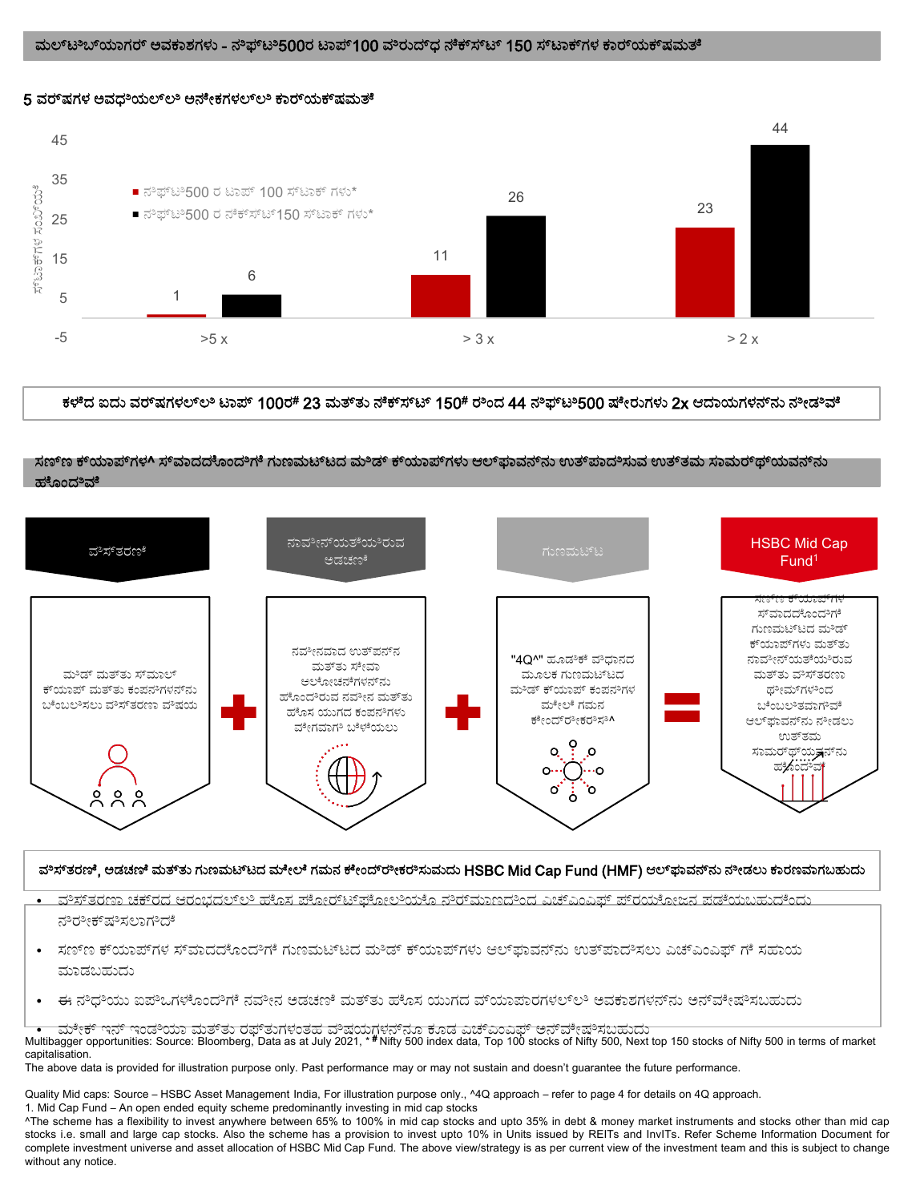## ಮಲ್ಟಿಬ್ಯಾಗರ್ ಅವಕಾಶಗಳು - ನಿಫ್ಟಿ500ರ ಟಾಪ್100 ವಿರುದ್ಧ ನೆಕ್ಸ್ಟ್ 150 ಸ್ಟಾಕ್‌ಗಳ ಕಾರ್ಯಕ್ಷಮತೆ

### 5 ವರ್ಷಗಳ ಅವಧಿಯಲ್ಲಿ ಅನೇಕಗಳಲ್ಲಿ ಕಾರ್ಯಕ್ಷಮತೆ

| | ನಿಫ್ಟಿ500 ರ ಟಾಪ್ 100 ಸ್ಟಾಕ್ ಗಳು* | ನಿಫ್ಟಿ500 ರ ನೆಕ್ಸ್ಟ್150 ಸ್ಟಾಕ್ ಗಳು* |
|---|---|---|
| >5 x | 1 | 6 |
| > 3 x | 11 | 26 |
| > 2 x | 23 | 44 |

(ಸ್ಟಾಕ್‌ಗಳ ಸಂಖ್ಯೆ)

**ಕಳೆದ ಐದು ವರ್ಷಗಳಲ್ಲಿ ಟಾಪ್ 100ರ# 23 ಮತ್ತು ನೆಕ್ಸ್ಟ್ 150# ರಿಂದ 44 ನಿಫ್ಟಿ500 ಷೇರುಗಳು 2x ಆದಾಯಗಳನ್ನು ನೀಡಿವೆ**

## ಸಣ್ಣ ಕ್ಯಾಪ್‌ಗಳ^ ಸ್ವಾದದೊಂದಿಗೆ ಗುಣಮಟ್ಟದ ಮಿಡ್ ಕ್ಯಾಪ್‌ಗಳು ಆಲ್ಫಾವನ್ನು ಉತ್ಪಾದಿಸುವ ಉತ್ತಮ ಸಾಮರ್ಥ್ಯವನ್ನು ಹೊಂದಿವೆ

**ವಿಸ್ತರಣೆ:** ಮಿಡ್ ಮತ್ತು ಸ್ಮಾಲ್ ಕ್ಯಾಪ್ ಮತ್ತು ಕಂಪನಿಗಳನ್ನು ಬೆಂಬಲಿಸಲು ವಿಸ್ತರಣಾ ವಿಷಯ

**+ ನಾವೀನ್ಯತೆಯಿರುವ ಅಡಚಣೆ:** ನವೀನವಾದ ಉತ್ಪನ್ನ ಮತ್ತು ಸೇವಾ ಆಲೋಚನೆಗಳನ್ನು ಹೊಂದಿರುವ ನವೀನ ಮತ್ತು ಹೊಸ ಯುಗದ ಕಂಪನಿಗಳು ವೇಗವಾಗಿ ಬೆಳೆಯಲು

**+ ಗುಣಮಟ್ಟ:** "4Q^" ಹೂಡಿಕೆ ವಿಧಾನದ ಮೂಲಕ ಗುಣಮಟ್ಟದ ಮಿಡ್ ಕ್ಯಾಪ್ ಕಂಪನಿಗಳ ಮೇಲೆ ಗಮನ ಕೇಂದ್ರೀಕರಿಸಿ^

**= HSBC Mid Cap Fund[1]:** ಸಣ್ಣ ಕ್ಯಾಪ್‌ಗಳ ಸ್ವಾದದೊಂದಿಗೆ ಗುಣಮಟ್ಟದ ಮಿಡ್ ಕ್ಯಾಪ್‌ಗಳು ಮತ್ತು ನಾವೀನ್ಯತೆಯಿರುವ ಮತ್ತು ವಿಸ್ತರಣಾ ಥೀಮ್‌ಗಳಿಂದ ಬೆಂಬಲಿತವಾಗಿವೆ ಆಲ್ಫಾವನ್ನು ನೀಡಲು ಉತ್ತಮ ಸಾಮರ್ಥ್ಯವನ್ನು ಹೊಂದಿವೆ

**ವಿಸ್ತರಣೆ, ಅಡಚಣೆ ಮತ್ತು ಗುಣಮಟ್ಟದ ಮೇಲೆ ಗಮನ ಕೇಂದ್ರೀಕರಿಸುವುದು HSBC Mid Cap Fund (HMF) ಆಲ್ಫಾವನ್ನು ನೀಡಲು ಕಾರಣವಾಗಬಹುದು**

- ವಿಸ್ತರಣಾ ಚಕ್ರದ ಆರಂಭದಲ್ಲಿ ಹೊಸ ಪೋರ್ಟ್‌ಫೋಲಿಯೊ ನಿರ್ಮಾಣದಿಂದ ಎಚ್‌ಎಂಎಫ್ ಪ್ರಯೋಜನ ಪಡೆಯಬಹುದೆಂದು ನಿರೀಕ್ಷಿಸಲಾಗಿದೆ
- ಸಣ್ಣ ಕ್ಯಾಪ್‌ಗಳ ಸ್ವಾದದೊಂದಿಗೆ ಗುಣಮಟ್ಟದ ಮಿಡ್ ಕ್ಯಾಪ್‌ಗಳು ಆಲ್ಫಾವನ್ನು ಉತ್ಪಾದಿಸಲು ಎಚ್‌ಎಂಎಫ್ ಗೆ ಸಹಾಯ ಮಾಡಬಹುದು
- ಈ ನಿಧಿಯು ಐಪಿಒಗಳೊಂದಿಗೆ ನವೀನ ಅಡಚಣೆ ಮತ್ತು ಹೊಸ ಯುಗದ ವ್ಯಾಪಾರಗಳಲ್ಲಿ ಅವಕಾಶಗಳನ್ನು ಅನ್ವೇಷಿಸಬಹುದು
- ಮೇಕ್ ಇನ್ ಇಂಡಿಯಾ ಮತ್ತು ರಫ್ತುಗಳಂತಹ ವಿಷಯಗಳನ್ನೂ ಕೂಡ ಎಚ್‌ಎಂಎಫ್ ಅನ್ವೇಷಿಸಬಹುದು

Multibagger opportunities: Source: Bloomberg, Data as at July 2021, * # Nifty 500 index data, Top 100 stocks of Nifty 500, Next top 150 stocks of Nifty 500 in terms of market capitalisation.
The above data is provided for illustration purpose only. Past performance may or may not sustain and doesn't guarantee the future performance.

Quality Mid caps: Source – HSBC Asset Management India, For illustration purpose only., ^4Q approach – refer to page 4 for details on 4Q approach.
1. Mid Cap Fund – An open ended equity scheme predominantly investing in mid cap stocks
^The scheme has a flexibility to invest anywhere between 65% to 100% in mid cap stocks and upto 35% in debt & money market instruments and stocks other than mid cap stocks i.e. small and large cap stocks. Also the scheme has a provision to invest upto 10% in Units issued by REITs and InvITs. Refer Scheme Information Document for complete investment universe and asset allocation of HSBC Mid Cap Fund. The above view/strategy is as per current view of the investment team and this is subject to change without any notice.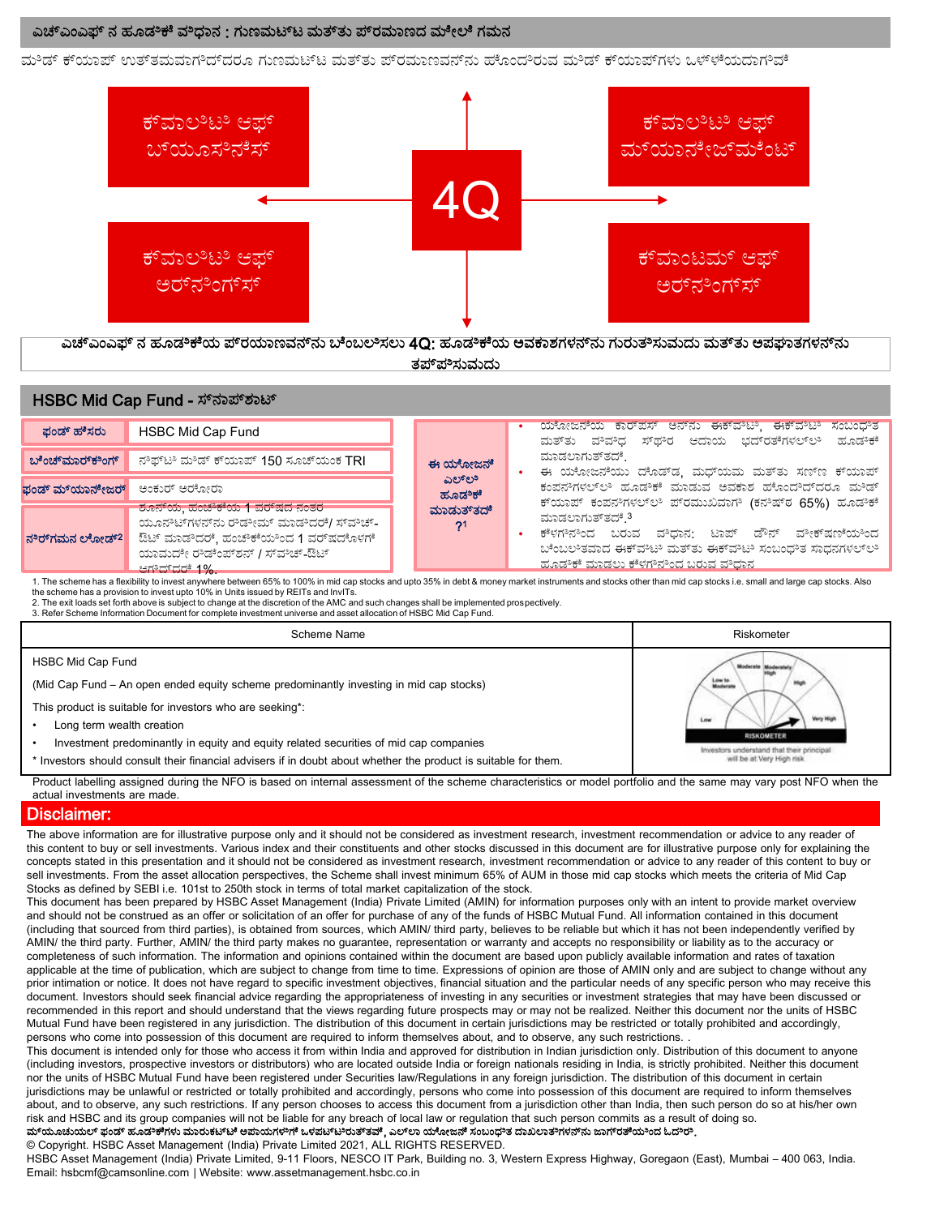## ಎಚ್‌ಎಂಎಫ್ ನ ಹೂಡಿಕೆ ವಿಧಾನ : ಗುಣಮಟ್ಟ ಮತ್ತು ಪ್ರಮಾಣದ ಮೇಲೆ ಗಮನ

ಮಿಡ್ ಕ್ಯಾಪ್ ಉತ್ತಮವಾಗಿದ್ದರೂ ಗುಣಮಟ್ಟ ಮತ್ತು ಪ್ರಮಾಣವನ್ನು ಹೊಂದಿರುವ ಮಿಡ್ ಕ್ಯಾಪ್‌ಗಳು ಒಳ್ಳೆಯದಾಗಿವೆ

ಕ್ವಾಲಿಟಿ ಆಫ್ ಬ್ಯುಸಿನೆಸ್

ಕ್ವಾಲಿಟಿ ಆಫ್ ಮ್ಯಾನೇಜ್‌ಮೆಂಟ್

4Q

ಕ್ವಾಲಿಟಿ ಆಫ್ ಅರ್ನಿಂಗ್ಸ್

ಕ್ವಾಂಟಮ್ ಆಫ್ ಅರ್ನಿಂಗ್ಸ್

**ಎಚ್‌ಎಂಎಫ್ ನ ಹೂಡಿಕೆಯ ಪ್ರಯಾಣವನ್ನು ಬೆಂಬಲಿಸಲು 4Q: ಹೂಡಿಕೆಯ ಅವಕಾಶಗಳನ್ನು ಗುರುತಿಸುವುದು ಮತ್ತು ಅಪಘಾತಗಳನ್ನು ತಪ್ಪಿಸುವುದು**

## HSBC Mid Cap Fund - ಸ್ನಾಪ್‌ಶಾಟ್

| | |
|---|---|
| ಫಂಡ್ ಹೆಸರು | HSBC Mid Cap Fund |
| ಬೆಂಚ್‌ಮಾರ್ಕಿಂಗ್ | ನಿಫ್ಟಿ ಮಿಡ್ ಕ್ಯಾಪ್ 150 ಸೂಚ್ಯಂಕ TRI |
| ಫಂಡ್ ಮ್ಯಾನೇಜರ್ | ಅಂಕುರ್ ಅರೋರಾ |
| ನಿರ್ಗಮನ ಲೋಡ್[2] | ಶೂನ್ಯ, ಹಂಚಿಕೆಯ 1 ವರ್ಷದ ನಂತರ ಯೂನಿಟ್‌ಗಳನ್ನು ರಿಡೀಮ್ ಮಾಡಿದರೆ/ ಸ್ವಿಚ್-ಔಟ್ ಮಾಡಿದರೆ, ಹಂಚಿಕೆಯಿಂದ 1 ವರ್ಷದೊಳಗೆ ಯಾವುದೇ ರಿಡೆಂಪ್ಷನ್ / ಸ್ವಿಚ್-ಔಟ್ ಆಗಿದ್ದರೆ 1%. |

**ಈ ಯೋಜನೆ ಎಲ್ಲಿ ಹೂಡಿಕೆ ಮಾಡುತ್ತದೆ?[1]**

- ಯೋಜನೆಯ ಕಾರ್ಪಸ್ ಅನ್ನು ಈಕ್ವಿಟಿ, ಈಕ್ವಿಟಿ ಸಂಬಂಧಿತ ಮತ್ತು ವಿವಿಧ ಸ್ಥಿರ ಆದಾಯ ಭದ್ರತೆಗಳಲ್ಲಿ ಹೂಡಿಕೆ ಮಾಡಲಾಗುತ್ತದೆ.
- ಈ ಯೋಜನೆಯು ದೊಡ್ಡ, ಮಧ್ಯಮ ಮತ್ತು ಸಣ್ಣ ಕ್ಯಾಪ್ ಕಂಪನಿಗಳಲ್ಲಿ ಹೂಡಿಕೆ ಮಾಡುವ ಅವಕಾಶ ಹೊಂದಿದ್ದರೂ ಮಿಡ್ ಕ್ಯಾಪ್ ಕಂಪನಿಗಳಲ್ಲಿ ಪ್ರಮುಖವಾಗಿ (ಕನಿಷ್ಠ 65%) ಹೂಡಿಕೆ ಮಾಡಲಾಗುತ್ತದೆ.[3]
- ಕೆಳಗಿನಿಂದ ಬರುವ ವಿಧಾನ: ಟಾಪ್ ಡೌನ್ ವೀಕ್ಷಣೆಯಿಂದ ಬೆಂಬಲಿತವಾದ ಈಕ್ವಿಟಿ ಮತ್ತು ಈಕ್ವಿಟಿ ಸಂಬಂಧಿತ ಸಾಧನಗಳಲ್ಲಿ ಹೂಡಿಕೆ ಮಾಡಲು ಕೆಳಗಿನಿಂದ ಬರುವ ವಿಧಾನ

1. The scheme has a flexibility to invest anywhere between 65% to 100% in mid cap stocks and upto 35% in debt & money market instruments and stocks other than mid cap stocks i.e. small and large cap stocks. Also the scheme has a provision to invest upto 10% in Units issued by REITs and InvITs.
2. The exit loads set forth above is subject to change at the discretion of the AMC and such changes shall be implemented prospectively.
3. Refer Scheme Information Document for complete investment universe and asset allocation of HSBC Mid Cap Fund.

| Scheme Name | Riskometer |
|---|---|
| HSBC Mid Cap Fund<br>(Mid Cap Fund – An open ended equity scheme predominantly investing in mid cap stocks)<br>This product is suitable for investors who are seeking*:<br>• Long term wealth creation<br>• Investment predominantly in equity and equity related securities of mid cap companies<br>* Investors should consult their financial advisers in doubt about whether the product is suitable for them. | Low, Low to Moderate, Moderate, Moderately High, High, Very High<br>RISKOMETER<br>Investors understand that their principal will be at Very High risk |

Product labelling assigned during the NFO is based on internal assessment of the scheme characteristics or model portfolio and the same may vary post NFO when the actual investments are made.

## Disclaimer:

The above information are for illustrative purpose only and it should not be considered as investment research, investment recommendation or advice to any reader of this content to buy or sell investments. Various index and their constituents and other stocks discussed in this document are for illustrative purpose only for explaining the concepts stated in this presentation and it should not be considered as investment research, investment recommendation or advice to any reader of this content to buy or sell investments. From the asset allocation perspectives, the Scheme shall invest minimum 65% of AUM in those mid cap stocks which meets the criteria of Mid Cap Stocks as defined by SEBI i.e. 101st to 250th stock in terms of total market capitalization of the stock.

This document has been prepared by HSBC Asset Management (India) Private Limited (AMIN) for information purposes only with an intent to provide market overview and should not be construed as an offer or solicitation of an offer for purchase of any of the funds of HSBC Mutual Fund. All information contained in this document (including that sourced from third parties), is obtained from sources, which AMIN/ third party, believes to be reliable but which it has not been independently verified by AMIN/ the third party. Further, AMIN/ the third party makes no guarantee, representation or warranty and accepts no responsibility or liability as to the accuracy or completeness of such information. The information and opinions contained within the document are based upon publicly available information and rates of taxation applicable at the time of publication, which are subject to change from time to time. Expressions of opinion are those of AMIN only and are subject to change without any prior intimation or notice. It does not have regard to specific investment objectives, financial situation and the particular needs of any specific person who may receive this document. Investors should seek financial advice regarding the appropriateness of investing in any securities or investment strategies that may have been discussed or recommended in this report and should understand that the views regarding future prospects may or may not be realized. Neither this document nor the units of HSBC Mutual Fund have been registered in any jurisdiction. The distribution of this document in certain jurisdictions may be restricted or totally prohibited and accordingly, persons who come into possession of this document are required to inform themselves about, and to observe, any such restrictions. .

This document is intended only for those who access it from within India and approved for distribution in Indian jurisdiction only. Distribution of this document to anyone (including investors, prospective investors or distributors) who are located outside India or foreign nationals residing in India, is strictly prohibited. Neither this document nor the units of HSBC Mutual Fund have been registered under Securities law/Regulations in any foreign jurisdiction. The distribution of this document in certain jurisdictions may be unlawful or restricted or totally prohibited and accordingly, persons who come into possession of this document are required to inform themselves about, and to observe, any such restrictions. If any person chooses to access this document from a jurisdiction other than India, then such person do so at his/her own risk and HSBC and its group companies will not be liable for any breach of local law or regulation that such person commits as a result of doing so.

**ಮ್ಯೂಚುಯಲ್ ಫಂಡ್ ಹೂಡಿಕೆಗಳು ಮಾರುಕಟ್ಟೆ ಅಪಾಯಗಳಿಗೆ ಒಳಪಟ್ಟಿರುತ್ತವೆ, ಎಲ್ಲಾ ಯೋಜನೆ ಸಂಬಂಧಿತ ದಾಖಲಾತಿಗಳನ್ನು ಜಾಗರೂಕತೆಯಿಂದ ಓದಿರಿ.**

© Copyright. HSBC Asset Management (India) Private Limited 2021, ALL RIGHTS RESERVED.

HSBC Asset Management (India) Private Limited, 9-11 Floors, NESCO IT Park, Building no. 3, Western Express Highway, Goregaon (East), Mumbai – 400 063, India. Email: hsbcmf@camsonline.com | Website: www.assetmanagement.hsbc.co.in